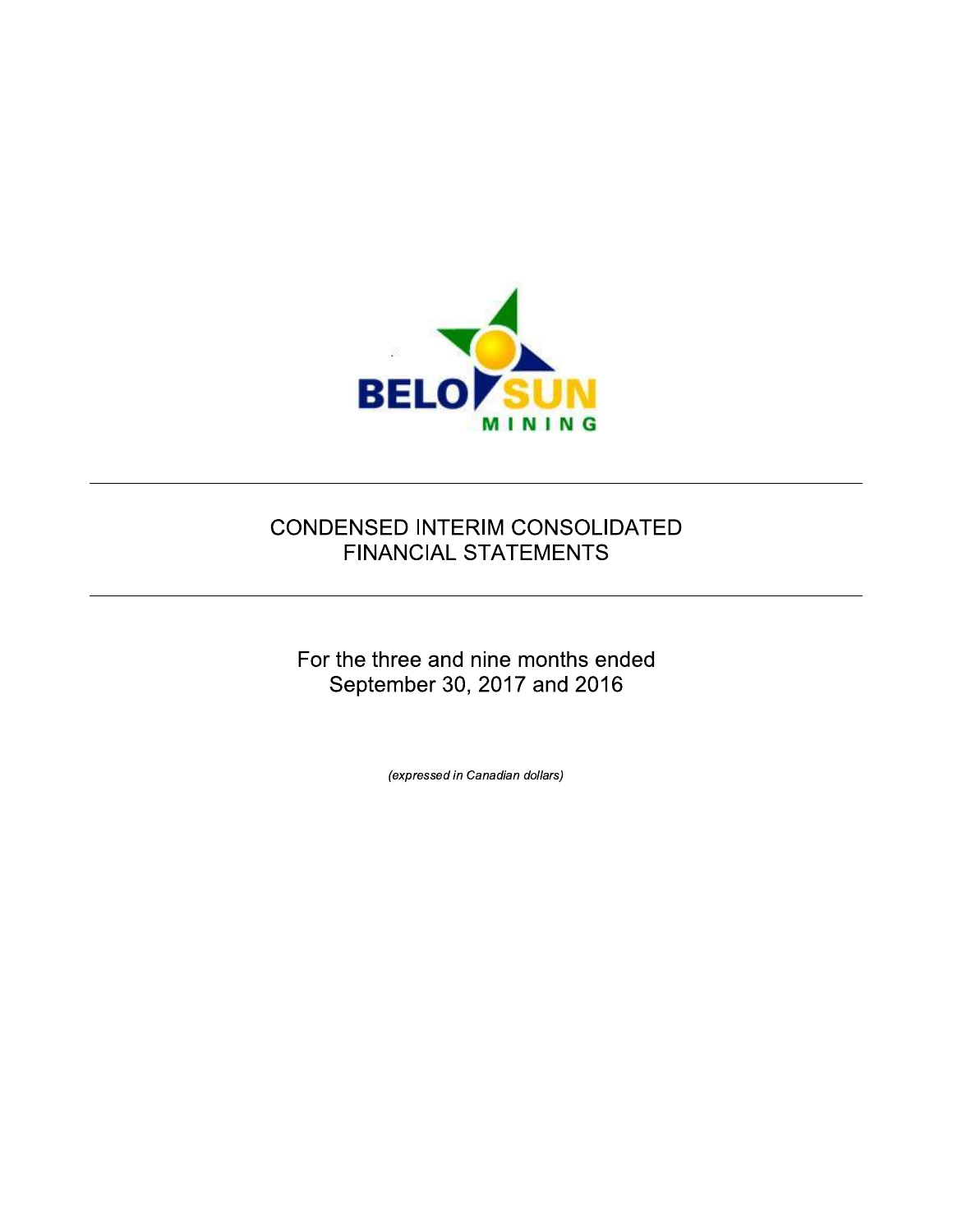BELO SUN

MINING

# CONDENSED INTERIM CONSOLIDATED FINANCIAL STATEMENTS

For the three and nine months ended September 30, 2017 and 2016

*(expressed in Canadian dollars)*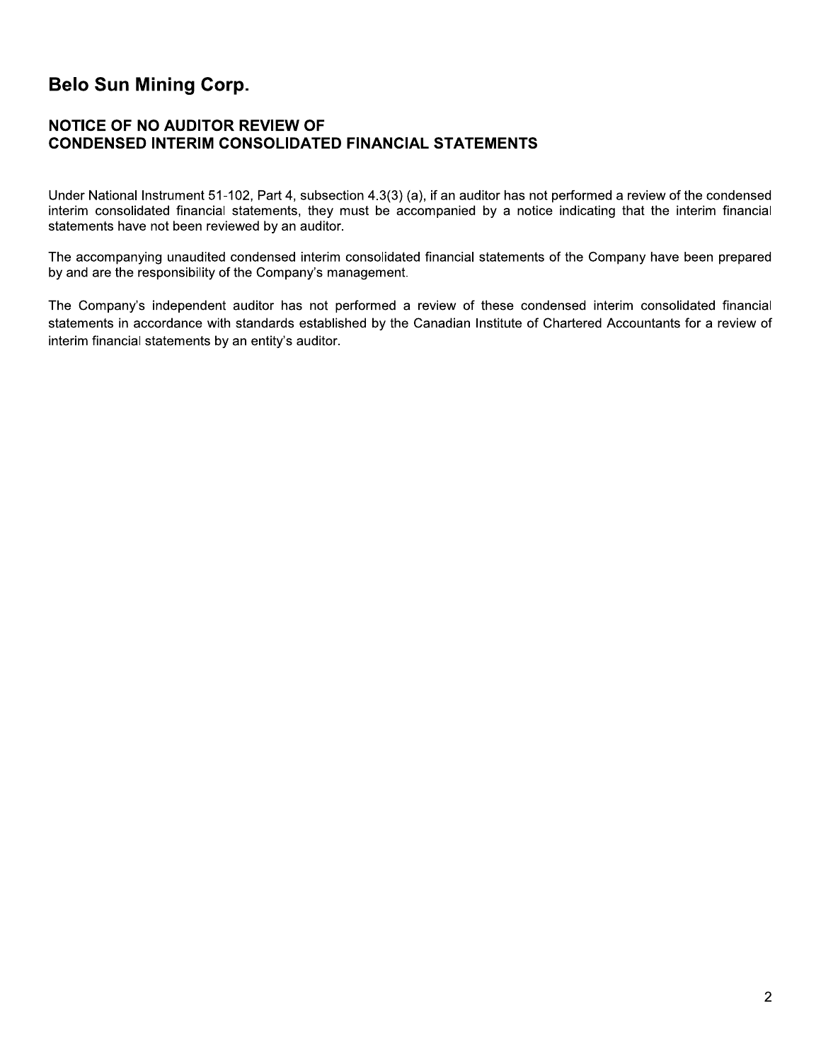# Belo Sun Mining Corp.

## NOTICE OF NO AUDITOR REVIEW OF CONDENSED INTERIM CONSOLIDATED FINANCIAL STATEMENTS

Under National Instrument 51-102, Part 4, subsection 4.3(3) (a), if an auditor has not performed a review of the condensed interim consolidated financial statements, they must be accompanied by a notice indicating that the interim financial statements have not been reviewed by an auditor.

The accompanying unaudited condensed interim consolidated financial statements of the Company have been prepared by and are the responsibility of the Company's management.

The Company's independent auditor has not performed a review of these condensed interim consolidated financial statements in accordance with standards established by the Canadian Institute of Chartered Accountants for a review of interim financial statements by an entity's auditor.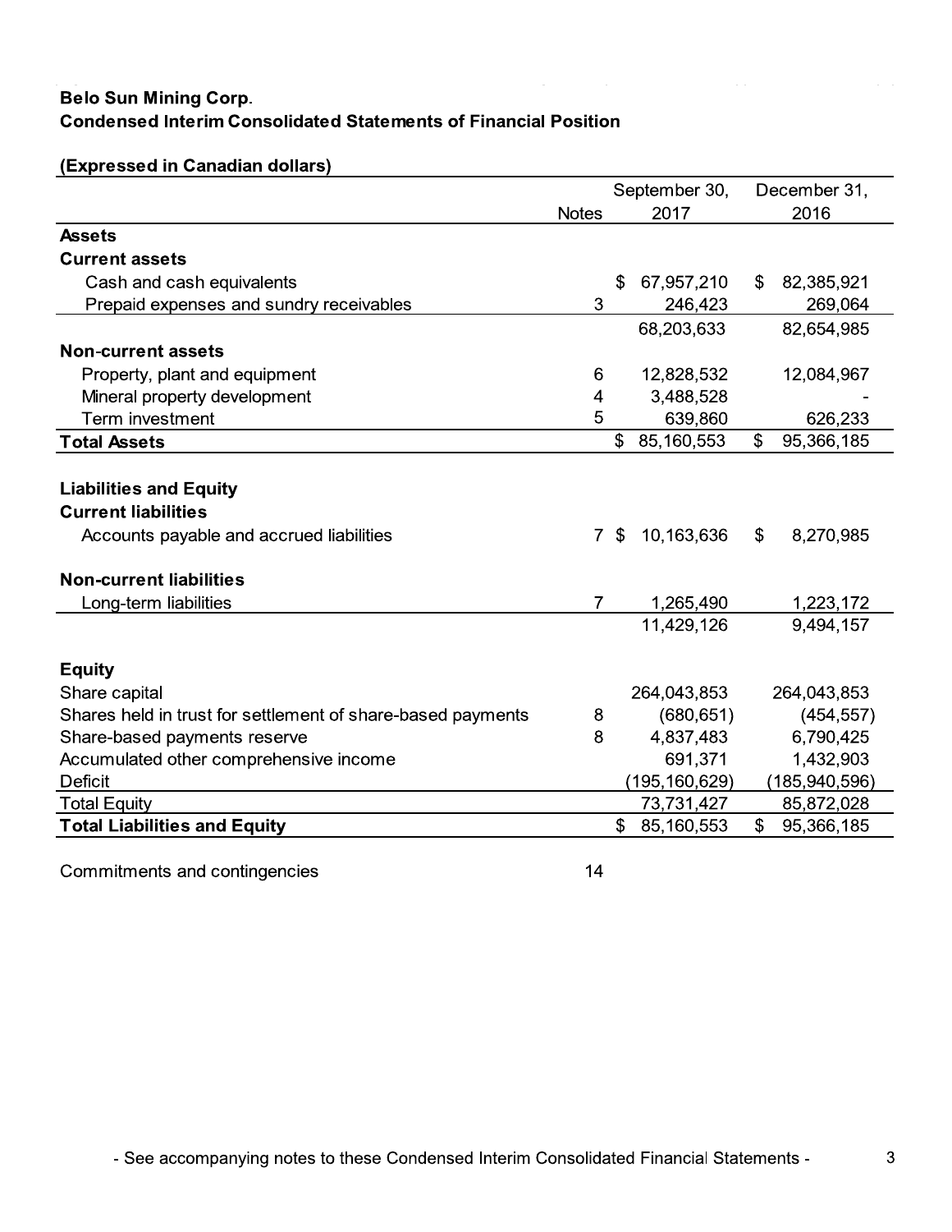**Belo Sun Mining Corp.**
**Condensed Interim Consolidated Statements of Financial Position**

**(Expressed in Canadian dollars)**

| | Notes | September 30, 2017 | December 31, 2016 |
|---|---|---|---|
| **Assets** | | | |
| **Current assets** | | | |
| Cash and cash equivalents | | $ 67,957,210 | $ 82,385,921 |
| Prepaid expenses and sundry receivables | 3 | 246,423 | 269,064 |
| | | 68,203,633 | 82,654,985 |
| **Non-current assets** | | | |
| Property, plant and equipment | 6 | 12,828,532 | 12,084,967 |
| Mineral property development | 4 | 3,488,528 | - |
| Term investment | 5 | 639,860 | 626,233 |
| **Total Assets** | | $ 85,160,553 | $ 95,366,185 |
| | | | |
| **Liabilities and Equity** | | | |
| **Current liabilities** | | | |
| Accounts payable and accrued liabilities | 7 | $ 10,163,636 | $ 8,270,985 |
| | | | |
| **Non-current liabilities** | | | |
| Long-term liabilities | 7 | 1,265,490 | 1,223,172 |
| | | 11,429,126 | 9,494,157 |
| | | | |
| **Equity** | | | |
| Share capital | | 264,043,853 | 264,043,853 |
| Shares held in trust for settlement of share-based payments | 8 | (680,651) | (454,557) |
| Share-based payments reserve | 8 | 4,837,483 | 6,790,425 |
| Accumulated other comprehensive income | | 691,371 | 1,432,903 |
| Deficit | | (195,160,629) | (185,940,596) |
| Total Equity | | 73,731,427 | 85,872,028 |
| **Total Liabilities and Equity** | | $ 85,160,553 | $ 95,366,185 |

Commitments and contingencies 14

- See accompanying notes to these Condensed Interim Consolidated Financial Statements -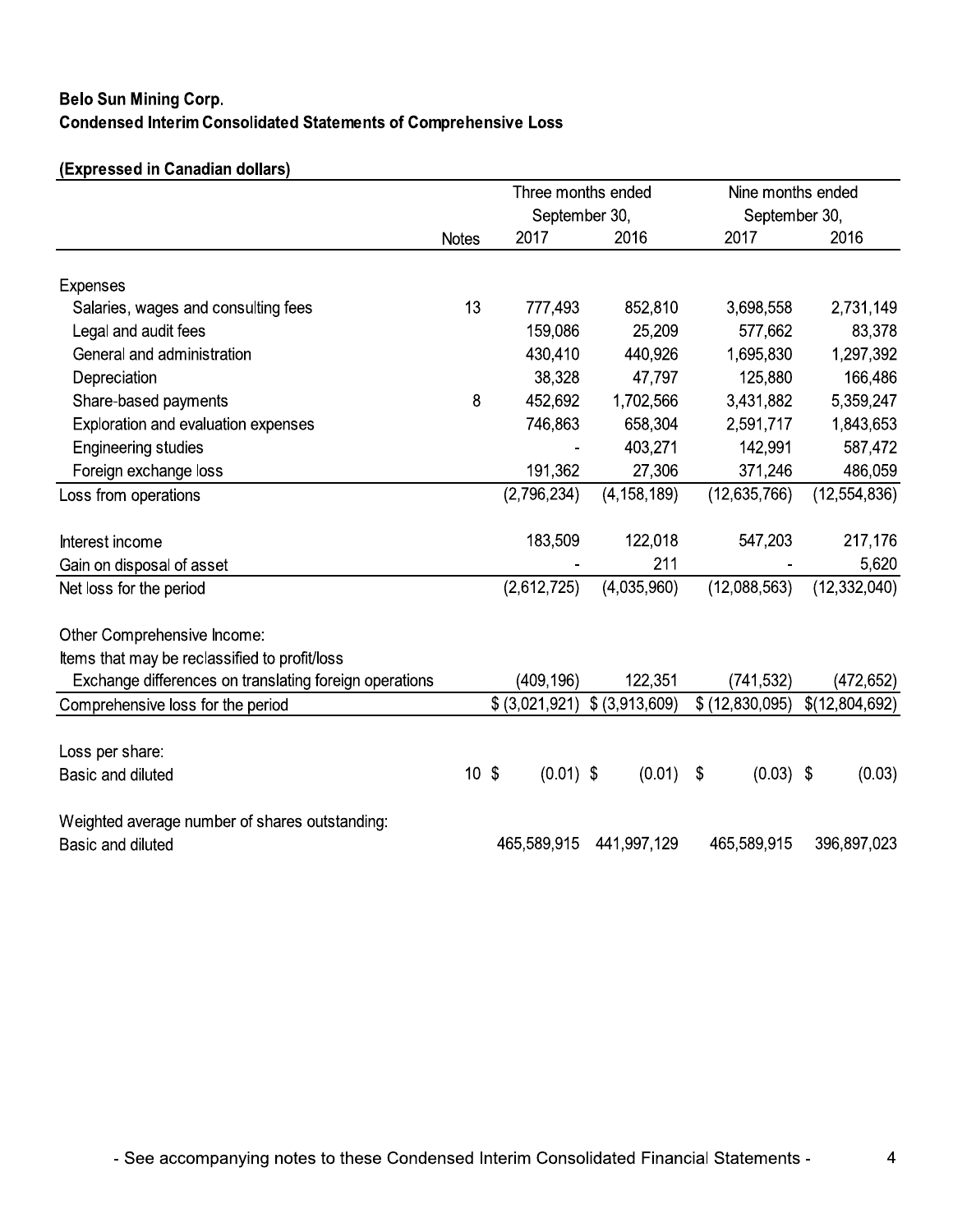**Belo Sun Mining Corp.**
**Condensed Interim Consolidated Statements of Comprehensive Loss**

**(Expressed in Canadian dollars)**

| | Notes | Three months ended September 30, 2017 | Three months ended September 30, 2016 | Nine months ended September 30, 2017 | Nine months ended September 30, 2016 |
|---|---|---|---|---|---|
| Expenses | | | | | |
| Salaries, wages and consulting fees | 13 | 777,493 | 852,810 | 3,698,558 | 2,731,149 |
| Legal and audit fees | | 159,086 | 25,209 | 577,662 | 83,378 |
| General and administration | | 430,410 | 440,926 | 1,695,830 | 1,297,392 |
| Depreciation | | 38,328 | 47,797 | 125,880 | 166,486 |
| Share-based payments | 8 | 452,692 | 1,702,566 | 3,431,882 | 5,359,247 |
| Exploration and evaluation expenses | | 746,863 | 658,304 | 2,591,717 | 1,843,653 |
| Engineering studies | | - | 403,271 | 142,991 | 587,472 |
| Foreign exchange loss | | 191,362 | 27,306 | 371,246 | 486,059 |
| Loss from operations | | (2,796,234) | (4,158,189) | (12,635,766) | (12,554,836) |
| Interest income | | 183,509 | 122,018 | 547,203 | 217,176 |
| Gain on disposal of asset | | - | 211 | - | 5,620 |
| Net loss for the period | | (2,612,725) | (4,035,960) | (12,088,563) | (12,332,040) |
| Other Comprehensive Income: | | | | | |
| Items that may be reclassified to profit/loss | | | | | |
| Exchange differences on translating foreign operations | | (409,196) | 122,351 | (741,532) | (472,652) |
| Comprehensive loss for the period | | $ (3,021,921) | $ (3,913,609) | $ (12,830,095) | $(12,804,692) |
| Loss per share: | | | | | |
| Basic and diluted | 10 | $ (0.01) | $ (0.01) | $ (0.03) | $ (0.03) |
| Weighted average number of shares outstanding: | | | | | |
| Basic and diluted | | 465,589,915 | 441,997,129 | 465,589,915 | 396,897,023 |

- See accompanying notes to these Condensed Interim Consolidated Financial Statements -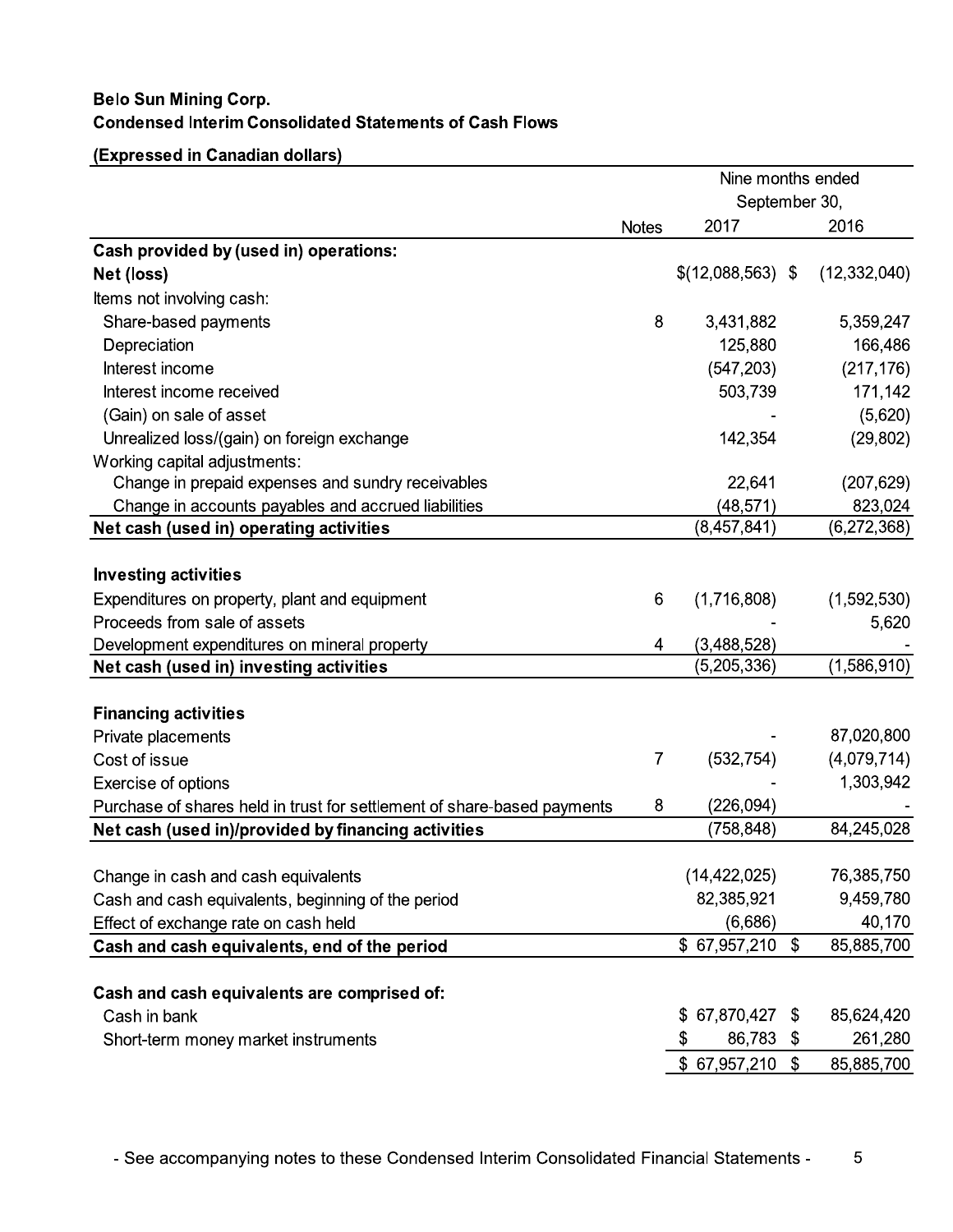**Belo Sun Mining Corp.**
**Condensed Interim Consolidated Statements of Cash Flows**

**(Expressed in Canadian dollars)**

| | Notes | Nine months ended September 30, 2017 | Nine months ended September 30, 2016 |
|---|---|---|---|
| **Cash provided by (used in) operations:** | | | |
| **Net (loss)** | | $(12,088,563) | $ (12,332,040) |
| Items not involving cash: | | | |
| Share-based payments | 8 | 3,431,882 | 5,359,247 |
| Depreciation | | 125,880 | 166,486 |
| Interest income | | (547,203) | (217,176) |
| Interest income received | | 503,739 | 171,142 |
| (Gain) on sale of asset | | - | (5,620) |
| Unrealized loss/(gain) on foreign exchange | | 142,354 | (29,802) |
| Working capital adjustments: | | | |
| Change in prepaid expenses and sundry receivables | | 22,641 | (207,629) |
| Change in accounts payables and accrued liabilities | | (48,571) | 823,024 |
| **Net cash (used in) operating activities** | | (8,457,841) | (6,272,368) |
| | | | |
| **Investing activities** | | | |
| Expenditures on property, plant and equipment | 6 | (1,716,808) | (1,592,530) |
| Proceeds from sale of assets | | - | 5,620 |
| Development expenditures on mineral property | 4 | (3,488,528) | - |
| **Net cash (used in) investing activities** | | (5,205,336) | (1,586,910) |
| | | | |
| **Financing activities** | | | |
| Private placements | | - | 87,020,800 |
| Cost of issue | 7 | (532,754) | (4,079,714) |
| Exercise of options | | - | 1,303,942 |
| Purchase of shares held in trust for settlement of share-based payments | 8 | (226,094) | - |
| **Net cash (used in)/provided by financing activities** | | (758,848) | 84,245,028 |
| | | | |
| Change in cash and cash equivalents | | (14,422,025) | 76,385,750 |
| Cash and cash equivalents, beginning of the period | | 82,385,921 | 9,459,780 |
| Effect of exchange rate on cash held | | (6,686) | 40,170 |
| **Cash and cash equivalents, end of the period** | | $ 67,957,210 | $ 85,885,700 |
| | | | |
| **Cash and cash equivalents are comprised of:** | | | |
| Cash in bank | | $ 67,870,427 | $ 85,624,420 |
| Short-term money market instruments | | $ 86,783 | $ 261,280 |
| | | $ 67,957,210 | $ 85,885,700 |

- See accompanying notes to these Condensed Interim Consolidated Financial Statements -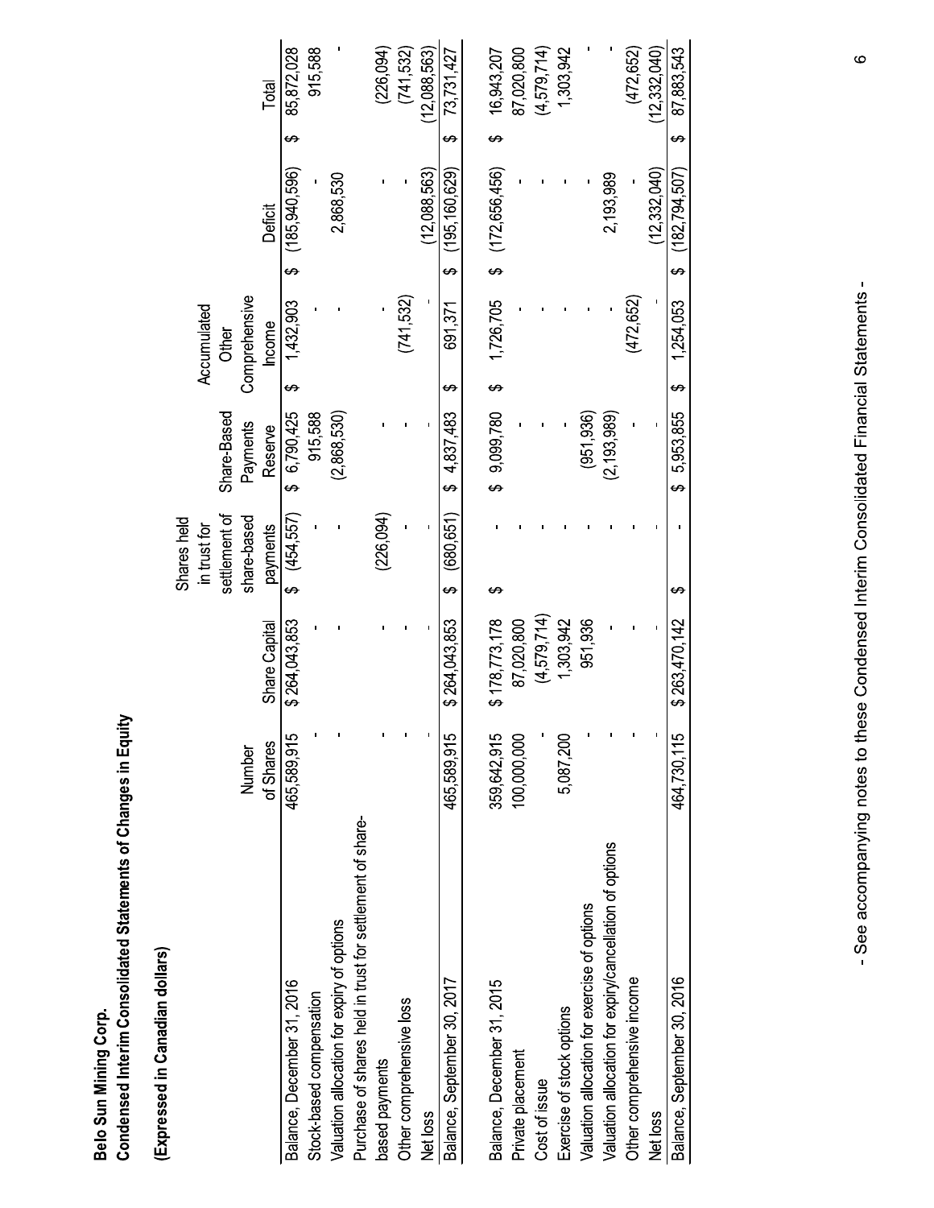**Belo Sun Mining Corp.**
**Condensed Interim Consolidated Statements of Changes in Equity**

**(Expressed in Canadian dollars)**

| | Number of Shares | Share Capital | Shares held in trust for settlement of share-based payments | Share-Based Payments Reserve | Accumulated Other Comprehensive Income | Deficit | Total |
|---|---|---|---|---|---|---|---|
| Balance, December 31, 2016 | 465,589,915 | $ 264,043,853 | $ (454,557) | $ 6,790,425 | $ 1,432,903 | $ (185,940,596) | $ 85,872,028 |
| Stock-based compensation | - | - | - | 915,588 | - | - | 915,588 |
| Valuation allocation for expiry of options | - | - | - | (2,868,530) | - | 2,868,530 | - |
| Purchase of shares held in trust for settlement of share-based payments | - | - | (226,094) | - | - | - | (226,094) |
| Other comprehensive loss | - | - | - | - | (741,532) | - | (741,532) |
| Net loss | - | - | - | - | - | (12,088,563) | (12,088,563) |
| Balance, September 30, 2017 | 465,589,915 | $ 264,043,853 | $ (680,651) | $ 4,837,483 | $ 691,371 | $ (195,160,629) | $ 73,731,427 |
| | | | | | | | |
| Balance, December 31, 2015 | 359,642,915 | $ 178,773,178 | $ - | $ 9,099,780 | $ 1,726,705 | $ (172,656,456) | $ 16,943,207 |
| Private placement | 100,000,000 | 87,020,800 | - | - | - | - | 87,020,800 |
| Cost of issue | - | (4,579,714) | - | - | - | - | (4,579,714) |
| Exercise of stock options | 5,087,200 | 1,303,942 | - | - | - | - | 1,303,942 |
| Valuation allocation for exercise of options | - | 951,936 | - | (951,936) | - | - | - |
| Valuation allocation for expiry/cancellation of options | - | - | - | (2,193,989) | - | 2,193,989 | - |
| Other comprehensive income | - | - | - | - | (472,652) | - | (472,652) |
| Net loss | - | - | - | - | - | (12,332,040) | (12,332,040) |
| Balance, September 30, 2016 | 464,730,115 | $ 263,470,142 | $ - | $ 5,953,855 | $ 1,254,053 | $ (182,794,507) | $ 87,883,543 |

- See accompanying notes to these Condensed Interim Consolidated Financial Statements -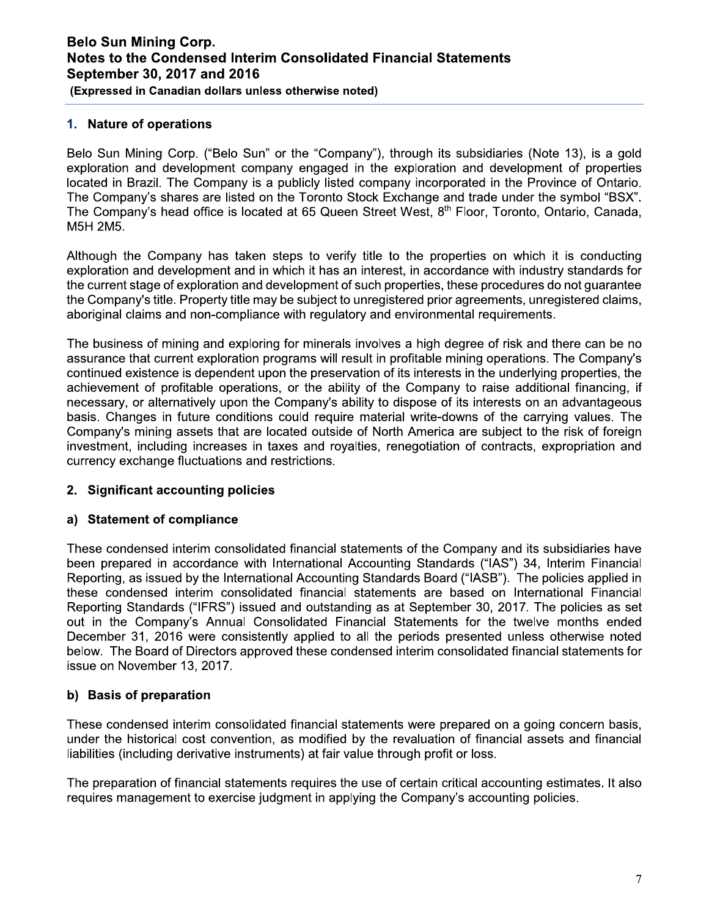## 1. Nature of operations

Belo Sun Mining Corp. ("Belo Sun" or the "Company"), through its subsidiaries (Note 13), is a gold exploration and development company engaged in the exploration and development of properties located in Brazil. The Company is a publicly listed company incorporated in the Province of Ontario. The Company's shares are listed on the Toronto Stock Exchange and trade under the symbol "BSX". The Company's head office is located at 65 Queen Street West, 8th Floor, Toronto, Ontario, Canada, M5H 2M5.

Although the Company has taken steps to verify title to the properties on which it is conducting exploration and development and in which it has an interest, in accordance with industry standards for the current stage of exploration and development of such properties, these procedures do not guarantee the Company's title. Property title may be subject to unregistered prior agreements, unregistered claims, aboriginal claims and non-compliance with regulatory and environmental requirements.

The business of mining and exploring for minerals involves a high degree of risk and there can be no assurance that current exploration programs will result in profitable mining operations. The Company's continued existence is dependent upon the preservation of its interests in the underlying properties, the achievement of profitable operations, or the ability of the Company to raise additional financing, if necessary, or alternatively upon the Company's ability to dispose of its interests on an advantageous basis. Changes in future conditions could require material write-downs of the carrying values. The Company's mining assets that are located outside of North America are subject to the risk of foreign investment, including increases in taxes and royalties, renegotiation of contracts, expropriation and currency exchange fluctuations and restrictions.

## 2. Significant accounting policies

### a) Statement of compliance

These condensed interim consolidated financial statements of the Company and its subsidiaries have been prepared in accordance with International Accounting Standards ("IAS") 34, Interim Financial Reporting, as issued by the International Accounting Standards Board ("IASB"). The policies applied in these condensed interim consolidated financial statements are based on International Financial Reporting Standards ("IFRS") issued and outstanding as at September 30, 2017. The policies as set out in the Company's Annual Consolidated Financial Statements for the twelve months ended December 31, 2016 were consistently applied to all the periods presented unless otherwise noted below. The Board of Directors approved these condensed interim consolidated financial statements for issue on November 13, 2017.

### b) Basis of preparation

These condensed interim consolidated financial statements were prepared on a going concern basis, under the historical cost convention, as modified by the revaluation of financial assets and financial liabilities (including derivative instruments) at fair value through profit or loss.

The preparation of financial statements requires the use of certain critical accounting estimates. It also requires management to exercise judgment in applying the Company's accounting policies.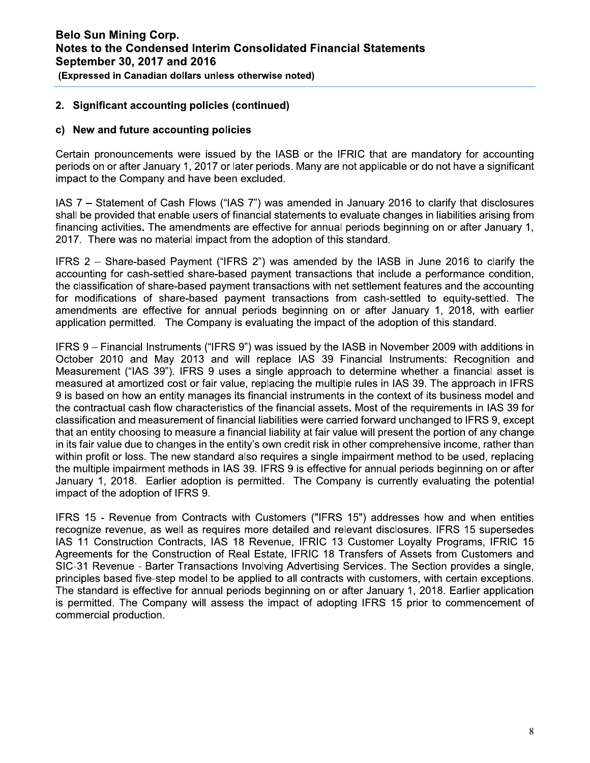## 2. Significant accounting policies (continued)

### c) New and future accounting policies

Certain pronouncements were issued by the IASB or the IFRIC that are mandatory for accounting periods on or after January 1, 2017 or later periods. Many are not applicable or do not have a significant impact to the Company and have been excluded.

IAS 7 – Statement of Cash Flows ("IAS 7") was amended in January 2016 to clarify that disclosures shall be provided that enable users of financial statements to evaluate changes in liabilities arising from financing activities. The amendments are effective for annual periods beginning on or after January 1, 2017. There was no material impact from the adoption of this standard.

IFRS 2 – Share-based Payment ("IFRS 2") was amended by the IASB in June 2016 to clarify the accounting for cash-settled share-based payment transactions that include a performance condition, the classification of share-based payment transactions with net settlement features and the accounting for modifications of share-based payment transactions from cash-settled to equity-settled. The amendments are effective for annual periods beginning on or after January 1, 2018, with earlier application permitted. The Company is evaluating the impact of the adoption of this standard.

IFRS 9 – Financial Instruments ("IFRS 9") was issued by the IASB in November 2009 with additions in October 2010 and May 2013 and will replace IAS 39 Financial Instruments: Recognition and Measurement ("IAS 39"). IFRS 9 uses a single approach to determine whether a financial asset is measured at amortized cost or fair value, replacing the multiple rules in IAS 39. The approach in IFRS 9 is based on how an entity manages its financial instruments in the context of its business model and the contractual cash flow characteristics of the financial assets. Most of the requirements in IAS 39 for classification and measurement of financial liabilities were carried forward unchanged to IFRS 9, except that an entity choosing to measure a financial liability at fair value will present the portion of any change in its fair value due to changes in the entity's own credit risk in other comprehensive income, rather than within profit or loss. The new standard also requires a single impairment method to be used, replacing the multiple impairment methods in IAS 39. IFRS 9 is effective for annual periods beginning on or after January 1, 2018. Earlier adoption is permitted. The Company is currently evaluating the potential impact of the adoption of IFRS 9.

IFRS 15 - Revenue from Contracts with Customers ("IFRS 15") addresses how and when entities recognize revenue, as well as requires more detailed and relevant disclosures. IFRS 15 supersedes IAS 11 Construction Contracts, IAS 18 Revenue, IFRIC 13 Customer Loyalty Programs, IFRIC 15 Agreements for the Construction of Real Estate, IFRIC 18 Transfers of Assets from Customers and SIC-31 Revenue - Barter Transactions Involving Advertising Services. The Section provides a single, principles based five-step model to be applied to all contracts with customers, with certain exceptions. The standard is effective for annual periods beginning on or after January 1, 2018. Earlier application is permitted. The Company will assess the impact of adopting IFRS 15 prior to commencement of commercial production.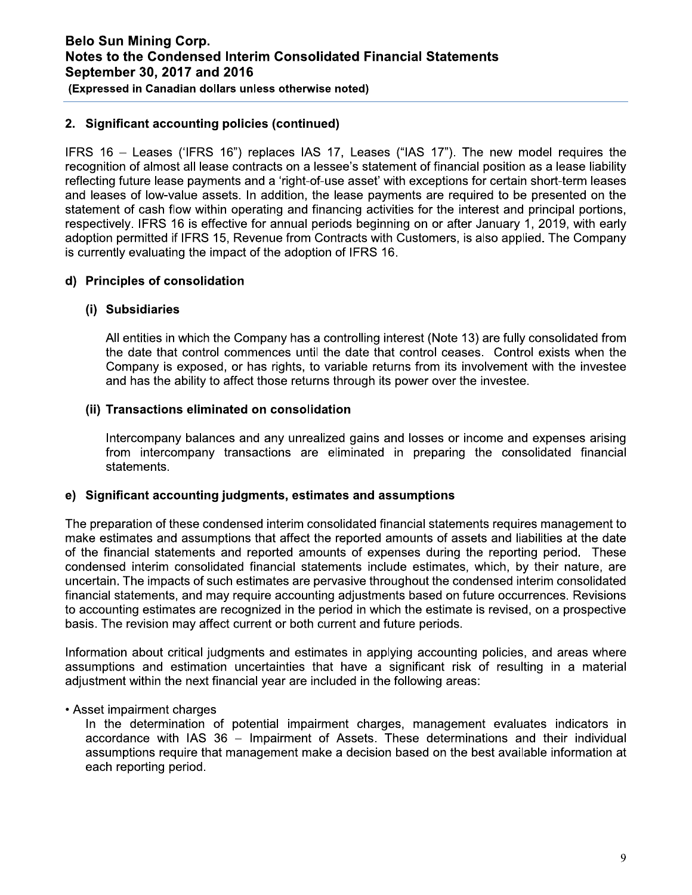## 2. Significant accounting policies (continued)

IFRS 16 – Leases ('IFRS 16") replaces IAS 17, Leases ("IAS 17"). The new model requires the recognition of almost all lease contracts on a lessee's statement of financial position as a lease liability reflecting future lease payments and a 'right-of-use asset' with exceptions for certain short-term leases and leases of low-value assets. In addition, the lease payments are required to be presented on the statement of cash flow within operating and financing activities for the interest and principal portions, respectively. IFRS 16 is effective for annual periods beginning on or after January 1, 2019, with early adoption permitted if IFRS 15, Revenue from Contracts with Customers, is also applied. The Company is currently evaluating the impact of the adoption of IFRS 16.

### d) Principles of consolidation

#### (i) Subsidiaries

All entities in which the Company has a controlling interest (Note 13) are fully consolidated from the date that control commences until the date that control ceases. Control exists when the Company is exposed, or has rights, to variable returns from its involvement with the investee and has the ability to affect those returns through its power over the investee.

#### (ii) Transactions eliminated on consolidation

Intercompany balances and any unrealized gains and losses or income and expenses arising from intercompany transactions are eliminated in preparing the consolidated financial statements.

### e) Significant accounting judgments, estimates and assumptions

The preparation of these condensed interim consolidated financial statements requires management to make estimates and assumptions that affect the reported amounts of assets and liabilities at the date of the financial statements and reported amounts of expenses during the reporting period. These condensed interim consolidated financial statements include estimates, which, by their nature, are uncertain. The impacts of such estimates are pervasive throughout the condensed interim consolidated financial statements, and may require accounting adjustments based on future occurrences. Revisions to accounting estimates are recognized in the period in which the estimate is revised, on a prospective basis. The revision may affect current or both current and future periods.

Information about critical judgments and estimates in applying accounting policies, and areas where assumptions and estimation uncertainties that have a significant risk of resulting in a material adjustment within the next financial year are included in the following areas:

- Asset impairment charges
  
  In the determination of potential impairment charges, management evaluates indicators in accordance with IAS 36 – Impairment of Assets. These determinations and their individual assumptions require that management make a decision based on the best available information at each reporting period.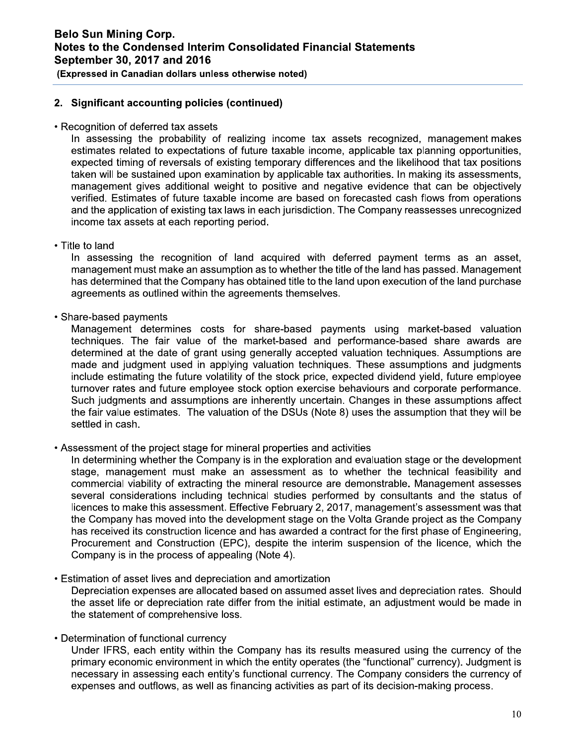## 2. Significant accounting policies (continued)

- Recognition of deferred tax assets

  In assessing the probability of realizing income tax assets recognized, management makes estimates related to expectations of future taxable income, applicable tax planning opportunities, expected timing of reversals of existing temporary differences and the likelihood that tax positions taken will be sustained upon examination by applicable tax authorities. In making its assessments, management gives additional weight to positive and negative evidence that can be objectively verified. Estimates of future taxable income are based on forecasted cash flows from operations and the application of existing tax laws in each jurisdiction. The Company reassesses unrecognized income tax assets at each reporting period.

- Title to land

  In assessing the recognition of land acquired with deferred payment terms as an asset, management must make an assumption as to whether the title of the land has passed. Management has determined that the Company has obtained title to the land upon execution of the land purchase agreements as outlined within the agreements themselves.

- Share-based payments

  Management determines costs for share-based payments using market-based valuation techniques. The fair value of the market-based and performance-based share awards are determined at the date of grant using generally accepted valuation techniques. Assumptions are made and judgment used in applying valuation techniques. These assumptions and judgments include estimating the future volatility of the stock price, expected dividend yield, future employee turnover rates and future employee stock option exercise behaviours and corporate performance. Such judgments and assumptions are inherently uncertain. Changes in these assumptions affect the fair value estimates. The valuation of the DSUs (Note 8) uses the assumption that they will be settled in cash.

- Assessment of the project stage for mineral properties and activities

  In determining whether the Company is in the exploration and evaluation stage or the development stage, management must make an assessment as to whether the technical feasibility and commercial viability of extracting the mineral resource are demonstrable. Management assesses several considerations including technical studies performed by consultants and the status of licences to make this assessment. Effective February 2, 2017, management's assessment was that the Company has moved into the development stage on the Volta Grande project as the Company has received its construction licence and has awarded a contract for the first phase of Engineering, Procurement and Construction (EPC), despite the interim suspension of the licence, which the Company is in the process of appealing (Note 4).

- Estimation of asset lives and depreciation and amortization

  Depreciation expenses are allocated based on assumed asset lives and depreciation rates. Should the asset life or depreciation rate differ from the initial estimate, an adjustment would be made in the statement of comprehensive loss.

- Determination of functional currency

  Under IFRS, each entity within the Company has its results measured using the currency of the primary economic environment in which the entity operates (the "functional" currency). Judgment is necessary in assessing each entity's functional currency. The Company considers the currency of expenses and outflows, as well as financing activities as part of its decision-making process.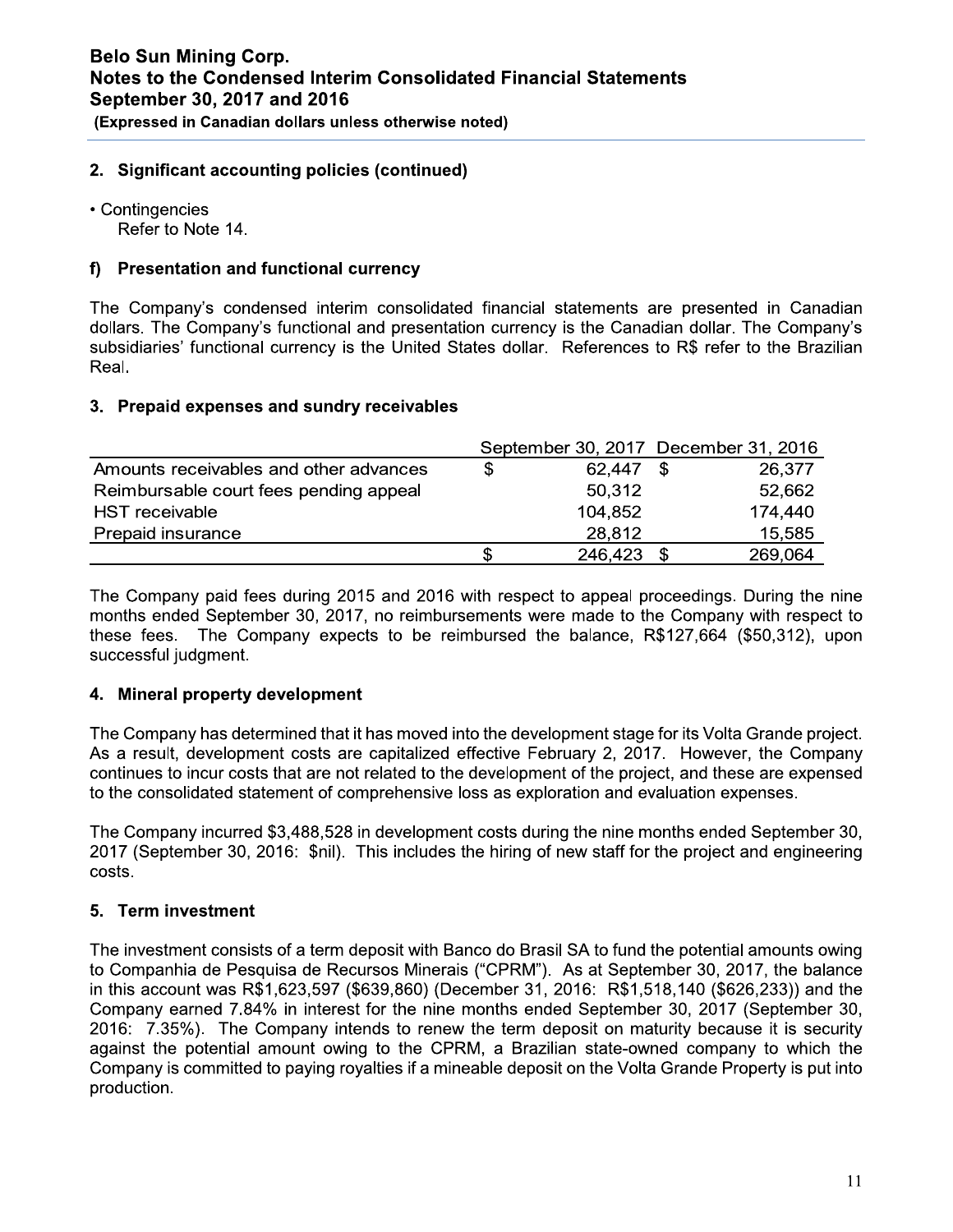## 2. Significant accounting policies (continued)

- Contingencies
  Refer to Note 14.

### f) Presentation and functional currency

The Company's condensed interim consolidated financial statements are presented in Canadian dollars. The Company's functional and presentation currency is the Canadian dollar. The Company's subsidiaries' functional currency is the United States dollar. References to R$ refer to the Brazilian Real.

## 3. Prepaid expenses and sundry receivables

| | September 30, 2017 | December 31, 2016 |
|---|---|---|
| Amounts receivables and other advances | $ 62,447 | $ 26,377 |
| Reimbursable court fees pending appeal | 50,312 | 52,662 |
| HST receivable | 104,852 | 174,440 |
| Prepaid insurance | 28,812 | 15,585 |
| | $ 246,423 | $ 269,064 |

The Company paid fees during 2015 and 2016 with respect to appeal proceedings. During the nine months ended September 30, 2017, no reimbursements were made to the Company with respect to these fees. The Company expects to be reimbursed the balance, R$127,664 ($50,312), upon successful judgment.

## 4. Mineral property development

The Company has determined that it has moved into the development stage for its Volta Grande project. As a result, development costs are capitalized effective February 2, 2017. However, the Company continues to incur costs that are not related to the development of the project, and these are expensed to the consolidated statement of comprehensive loss as exploration and evaluation expenses.

The Company incurred $3,488,528 in development costs during the nine months ended September 30, 2017 (September 30, 2016: $nil). This includes the hiring of new staff for the project and engineering costs.

## 5. Term investment

The investment consists of a term deposit with Banco do Brasil SA to fund the potential amounts owing to Companhia de Pesquisa de Recursos Minerais ("CPRM"). As at September 30, 2017, the balance in this account was R$1,623,597 ($639,860) (December 31, 2016: R$1,518,140 ($626,233)) and the Company earned 7.84% in interest for the nine months ended September 30, 2017 (September 30, 2016: 7.35%). The Company intends to renew the term deposit on maturity because it is security against the potential amount owing to the CPRM, a Brazilian state-owned company to which the Company is committed to paying royalties if a mineable deposit on the Volta Grande Property is put into production.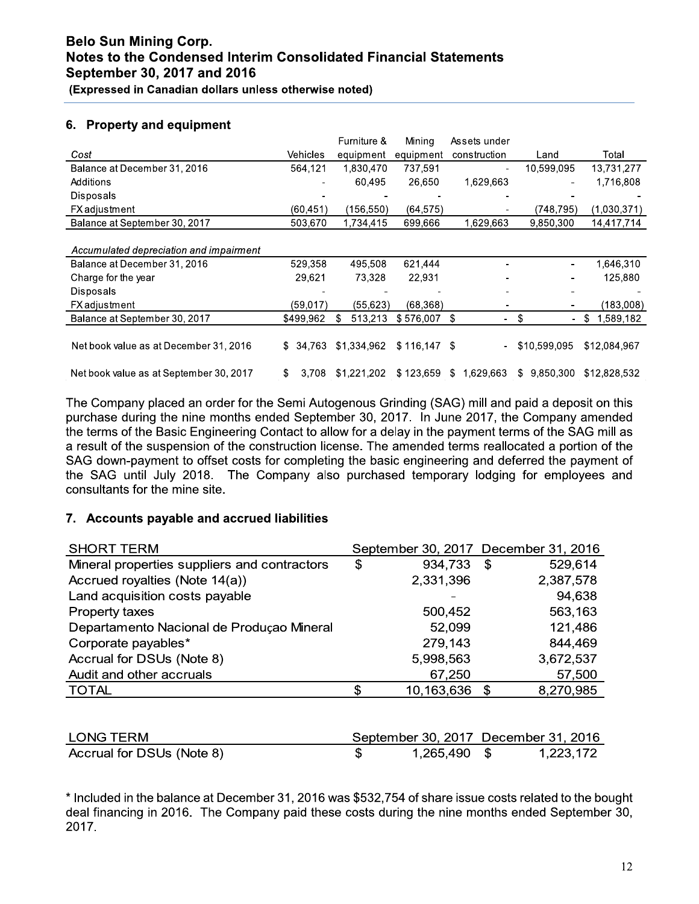## 6. Property and equipment

| *Cost* | Vehicles | Furniture & equipment | Mining equipment | Assets under construction | Land | Total |
|---|---|---|---|---|---|---|
| Balance at December 31, 2016 | 564,121 | 1,830,470 | 737,591 | - | 10,599,095 | 13,731,277 |
| Additions | - | 60,495 | 26,650 | 1,629,663 | - | 1,716,808 |
| Disposals | - | - | - | - | - | - |
| FX adjustment | (60,451) | (156,550) | (64,575) | - | (748,795) | (1,030,371) |
| Balance at September 30, 2017 | 503,670 | 1,734,415 | 699,666 | 1,629,663 | 9,850,300 | 14,417,714 |
| | | | | | | |
| *Accumulated depreciation and impairment* | | | | | | |
| Balance at December 31, 2016 | 529,358 | 495,508 | 621,444 | - | - | 1,646,310 |
| Charge for the year | 29,621 | 73,328 | 22,931 | - | - | 125,880 |
| Disposals | - | - | - | - | - | - |
| FX adjustment | (59,017) | (55,623) | (68,368) | - | - | (183,008) |
| Balance at September 30, 2017 | $499,962 | $ 513,213 | $ 576,007 | $ - | $ - | $ 1,589,182 |
| | | | | | | |
| Net book value as at December 31, 2016 | $ 34,763 | $1,334,962 | $ 116,147 | $ - | $10,599,095 | $12,084,967 |
| Net book value as at September 30, 2017 | $ 3,708 | $1,221,202 | $ 123,659 | $ 1,629,663 | $ 9,850,300 | $12,828,532 |

The Company placed an order for the Semi Autogenous Grinding (SAG) mill and paid a deposit on this purchase during the nine months ended September 30, 2017. In June 2017, the Company amended the terms of the Basic Engineering Contact to allow for a delay in the payment terms of the SAG mill as a result of the suspension of the construction license. The amended terms reallocated a portion of the SAG down-payment to offset costs for completing the basic engineering and deferred the payment of the SAG until July 2018. The Company also purchased temporary lodging for employees and consultants for the mine site.

## 7. Accounts payable and accrued liabilities

| SHORT TERM | September 30, 2017 | December 31, 2016 |
|---|---|---|
| Mineral properties suppliers and contractors | $ 934,733 | $ 529,614 |
| Accrued royalties (Note 14(a)) | 2,331,396 | 2,387,578 |
| Land acquisition costs payable | - | 94,638 |
| Property taxes | 500,452 | 563,163 |
| Departamento Nacional de Produçao Mineral | 52,099 | 121,486 |
| Corporate payables* | 279,143 | 844,469 |
| Accrual for DSUs (Note 8) | 5,998,563 | 3,672,537 |
| Audit and other accruals | 67,250 | 57,500 |
| TOTAL | $ 10,163,636 | $ 8,270,985 |

| LONG TERM | September 30, 2017 | December 31, 2016 |
|---|---|---|
| Accrual for DSUs (Note 8) | $ 1,265,490 | $ 1,223,172 |

* Included in the balance at December 31, 2016 was $532,754 of share issue costs related to the bought deal financing in 2016. The Company paid these costs during the nine months ended September 30, 2017.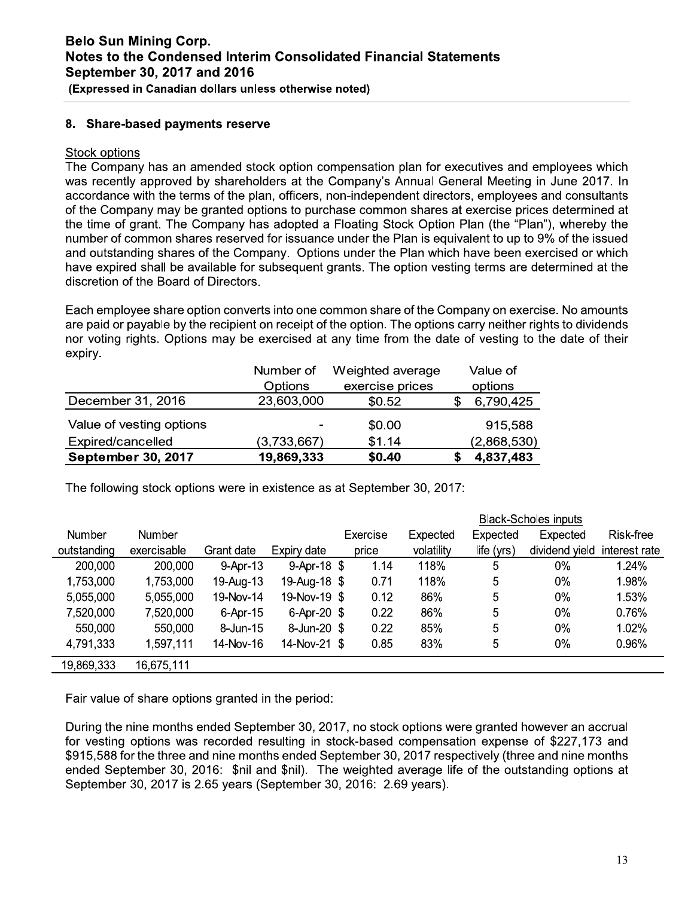## 8. Share-based payments reserve

Stock options

The Company has an amended stock option compensation plan for executives and employees which was recently approved by shareholders at the Company's Annual General Meeting in June 2017. In accordance with the terms of the plan, officers, non-independent directors, employees and consultants of the Company may be granted options to purchase common shares at exercise prices determined at the time of grant. The Company has adopted a Floating Stock Option Plan (the "Plan"), whereby the number of common shares reserved for issuance under the Plan is equivalent to up to 9% of the issued and outstanding shares of the Company. Options under the Plan which have been exercised or which have expired shall be available for subsequent grants. The option vesting terms are determined at the discretion of the Board of Directors.

Each employee share option converts into one common share of the Company on exercise. No amounts are paid or payable by the recipient on receipt of the option. The options carry neither rights to dividends nor voting rights. Options may be exercised at any time from the date of vesting to the date of their expiry.

| | Number of Options | Weighted average exercise prices | Value of options |
|---|---|---|---|
| December 31, 2016 | 23,603,000 | $0.52 | $ 6,790,425 |
| Value of vesting options | - | $0.00 | 915,588 |
| Expired/cancelled | (3,733,667) | $1.14 | (2,868,530) |
| **September 30, 2017** | **19,869,333** | **$0.40** | **$ 4,837,483** |

The following stock options were in existence as at September 30, 2017:

| | | | | | | Black-Scholes inputs | | |
|---|---|---|---|---|---|---|---|---|
| Number outstanding | Number exercisable | Grant date | Expiry date | Exercise price | Expected volatility | Expected life (yrs) | Expected dividend yield | Risk-free interest rate |
| 200,000 | 200,000 | 9-Apr-13 | 9-Apr-18 | $ 1.14 | 118% | 5 | 0% | 1.24% |
| 1,753,000 | 1,753,000 | 19-Aug-13 | 19-Aug-18 | $ 0.71 | 118% | 5 | 0% | 1.98% |
| 5,055,000 | 5,055,000 | 19-Nov-14 | 19-Nov-19 | $ 0.12 | 86% | 5 | 0% | 1.53% |
| 7,520,000 | 7,520,000 | 6-Apr-15 | 6-Apr-20 | $ 0.22 | 86% | 5 | 0% | 0.76% |
| 550,000 | 550,000 | 8-Jun-15 | 8-Jun-20 | $ 0.22 | 85% | 5 | 0% | 1.02% |
| 4,791,333 | 1,597,111 | 14-Nov-16 | 14-Nov-21 | $ 0.85 | 83% | 5 | 0% | 0.96% |
| 19,869,333 | 16,675,111 | | | | | | | |

Fair value of share options granted in the period:

During the nine months ended September 30, 2017, no stock options were granted however an accrual for vesting options was recorded resulting in stock-based compensation expense of $227,173 and $915,588 for the three and nine months ended September 30, 2017 respectively (three and nine months ended September 30, 2016: $nil and $nil). The weighted average life of the outstanding options at September 30, 2017 is 2.65 years (September 30, 2016: 2.69 years).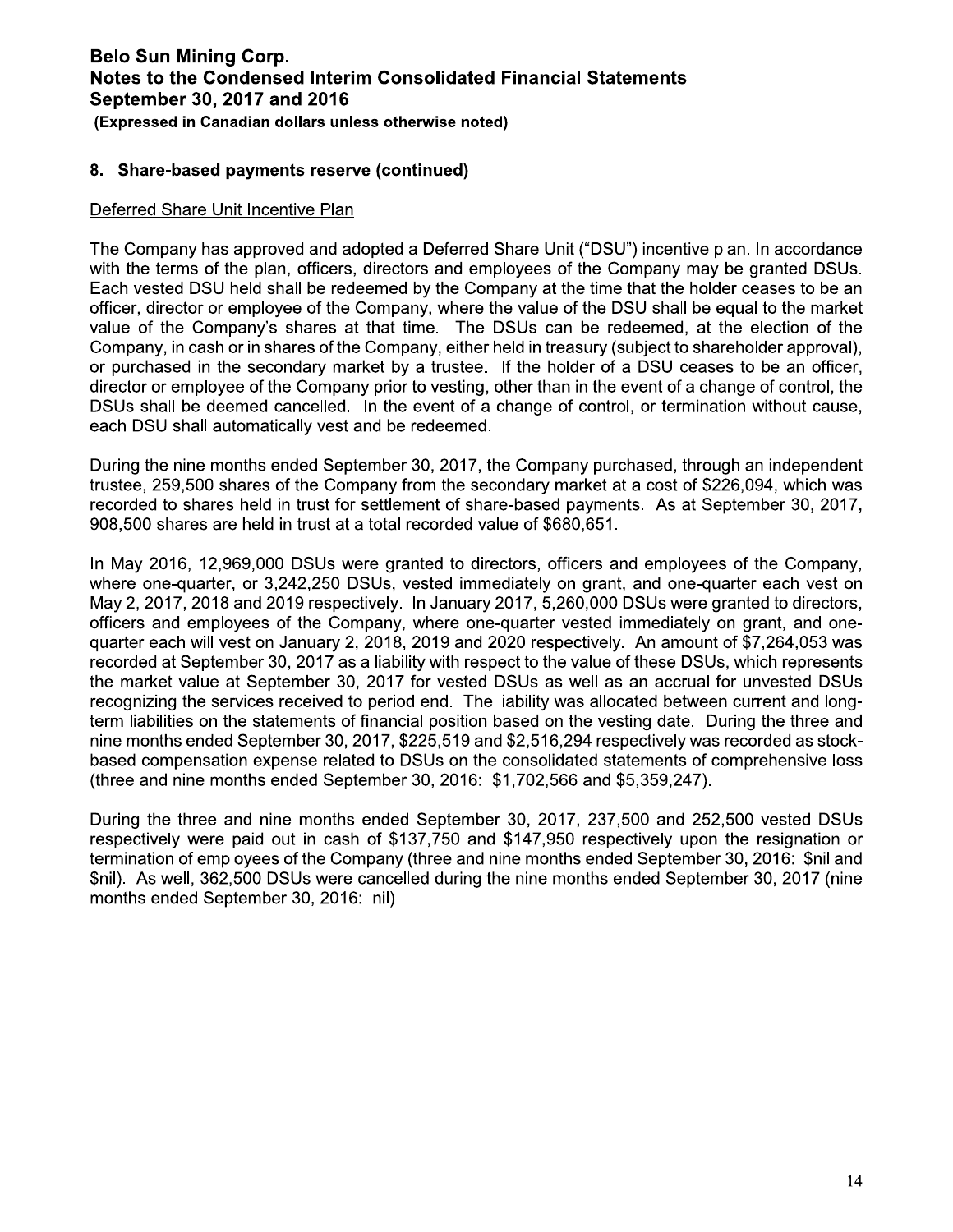## 8. Share-based payments reserve (continued)

### Deferred Share Unit Incentive Plan

The Company has approved and adopted a Deferred Share Unit ("DSU") incentive plan. In accordance with the terms of the plan, officers, directors and employees of the Company may be granted DSUs. Each vested DSU held shall be redeemed by the Company at the time that the holder ceases to be an officer, director or employee of the Company, where the value of the DSU shall be equal to the market value of the Company's shares at that time. The DSUs can be redeemed, at the election of the Company, in cash or in shares of the Company, either held in treasury (subject to shareholder approval), or purchased in the secondary market by a trustee. If the holder of a DSU ceases to be an officer, director or employee of the Company prior to vesting, other than in the event of a change of control, the DSUs shall be deemed cancelled. In the event of a change of control, or termination without cause, each DSU shall automatically vest and be redeemed.

During the nine months ended September 30, 2017, the Company purchased, through an independent trustee, 259,500 shares of the Company from the secondary market at a cost of $226,094, which was recorded to shares held in trust for settlement of share-based payments. As at September 30, 2017, 908,500 shares are held in trust at a total recorded value of $680,651.

In May 2016, 12,969,000 DSUs were granted to directors, officers and employees of the Company, where one-quarter, or 3,242,250 DSUs, vested immediately on grant, and one-quarter each vest on May 2, 2017, 2018 and 2019 respectively. In January 2017, 5,260,000 DSUs were granted to directors, officers and employees of the Company, where one-quarter vested immediately on grant, and one-quarter each will vest on January 2, 2018, 2019 and 2020 respectively. An amount of $7,264,053 was recorded at September 30, 2017 as a liability with respect to the value of these DSUs, which represents the market value at September 30, 2017 for vested DSUs as well as an accrual for unvested DSUs recognizing the services received to period end. The liability was allocated between current and long-term liabilities on the statements of financial position based on the vesting date. During the three and nine months ended September 30, 2017, $225,519 and $2,516,294 respectively was recorded as stock-based compensation expense related to DSUs on the consolidated statements of comprehensive loss (three and nine months ended September 30, 2016: $1,702,566 and $5,359,247).

During the three and nine months ended September 30, 2017, 237,500 and 252,500 vested DSUs respectively were paid out in cash of $137,750 and $147,950 respectively upon the resignation or termination of employees of the Company (three and nine months ended September 30, 2016: $nil and $nil). As well, 362,500 DSUs were cancelled during the nine months ended September 30, 2017 (nine months ended September 30, 2016: nil)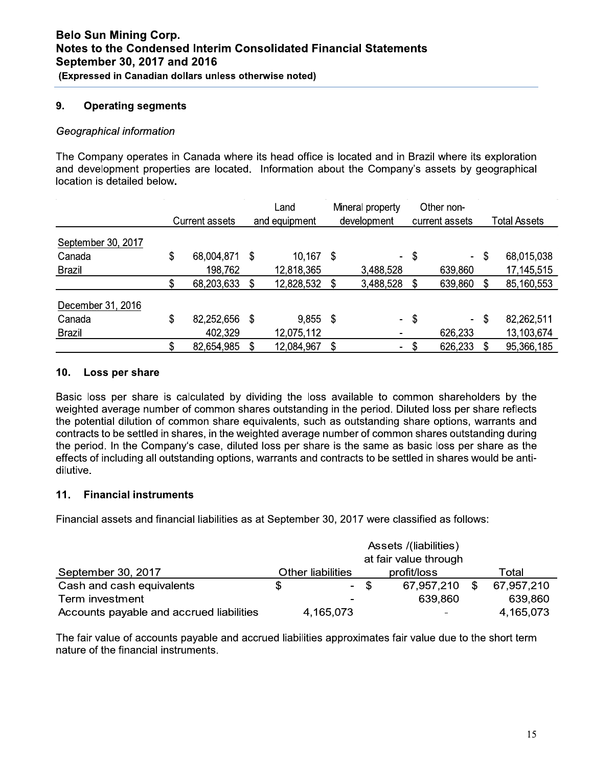## 9. Operating segments

*Geographical information*

The Company operates in Canada where its head office is located and in Brazil where its exploration and development properties are located. Information about the Company's assets by geographical location is detailed below.

| | Current assets | Land and equipment | Mineral property development | Other non-current assets | Total Assets |
|---|---|---|---|---|---|
| September 30, 2017 | | | | | |
| Canada | $ 68,004,871 | $ 10,167 | $ - | $ - | $ 68,015,038 |
| Brazil | 198,762 | 12,818,365 | 3,488,528 | 639,860 | 17,145,515 |
| | $ 68,203,633 | $ 12,828,532 | $ 3,488,528 | $ 639,860 | $ 85,160,553 |
| December 31, 2016 | | | | | |
| Canada | $ 82,252,656 | $ 9,855 | $ - | $ - | $ 82,262,511 |
| Brazil | 402,329 | 12,075,112 | - | 626,233 | 13,103,674 |
| | $ 82,654,985 | $ 12,084,967 | $ - | $ 626,233 | $ 95,366,185 |

## 10. Loss per share

Basic loss per share is calculated by dividing the loss available to common shareholders by the weighted average number of common shares outstanding in the period. Diluted loss per share reflects the potential dilution of common share equivalents, such as outstanding share options, warrants and contracts to be settled in shares, in the weighted average number of common shares outstanding during the period. In the Company's case, diluted loss per share is the same as basic loss per share as the effects of including all outstanding options, warrants and contracts to be settled in shares would be anti-dilutive.

## 11. Financial instruments

Financial assets and financial liabilities as at September 30, 2017 were classified as follows:

| September 30, 2017 | Other liabilities | Assets /(liabilities) at fair value through profit/loss | Total |
|---|---|---|---|
| Cash and cash equivalents | $ - | $ 67,957,210 | $ 67,957,210 |
| Term investment | - | 639,860 | 639,860 |
| Accounts payable and accrued liabilities | 4,165,073 | - | 4,165,073 |

The fair value of accounts payable and accrued liabilities approximates fair value due to the short term nature of the financial instruments.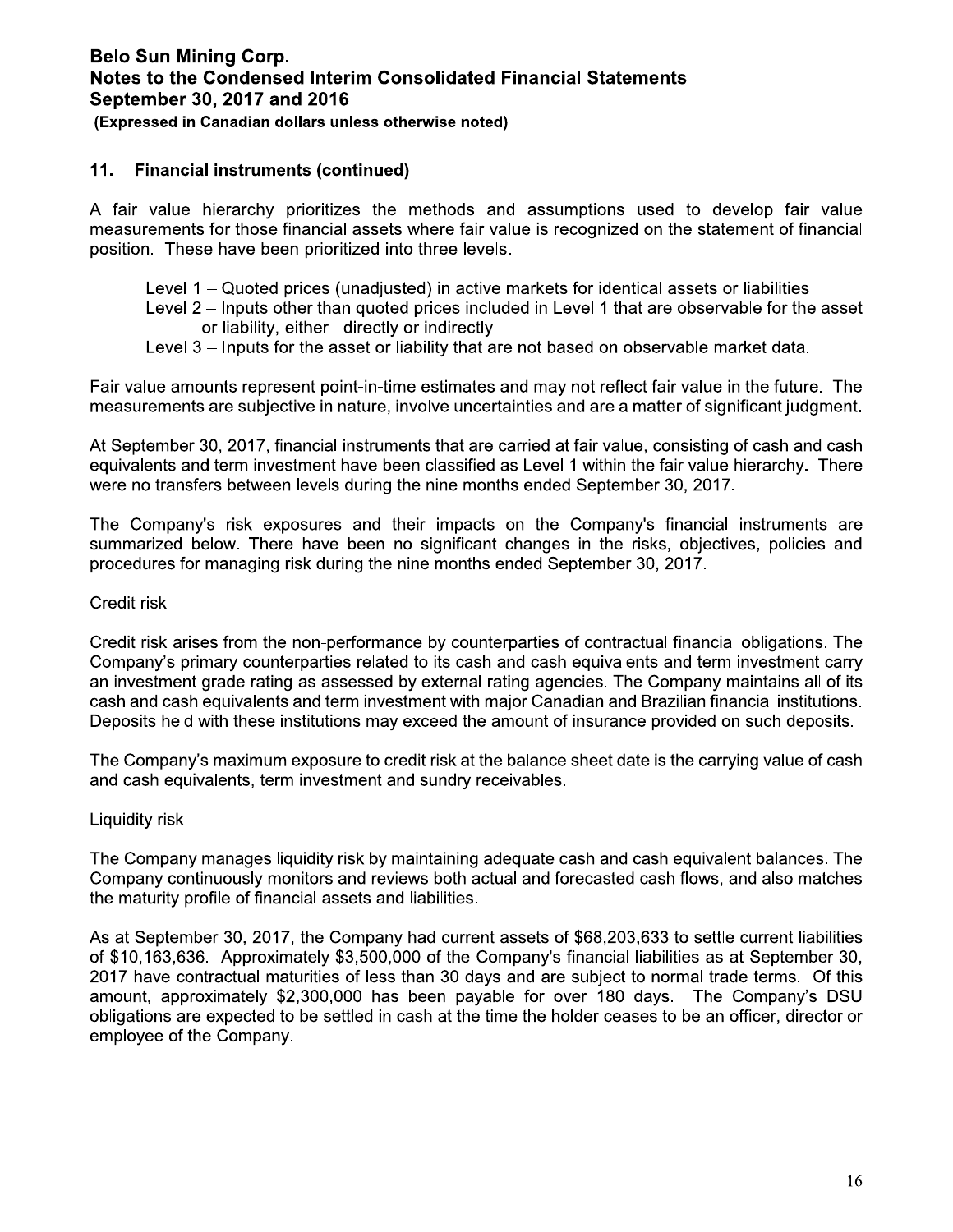## 11. Financial instruments (continued)

A fair value hierarchy prioritizes the methods and assumptions used to develop fair value measurements for those financial assets where fair value is recognized on the statement of financial position. These have been prioritized into three levels.

- Level 1 – Quoted prices (unadjusted) in active markets for identical assets or liabilities
- Level 2 – Inputs other than quoted prices included in Level 1 that are observable for the asset or liability, either directly or indirectly
- Level 3 – Inputs for the asset or liability that are not based on observable market data.

Fair value amounts represent point-in-time estimates and may not reflect fair value in the future. The measurements are subjective in nature, involve uncertainties and are a matter of significant judgment.

At September 30, 2017, financial instruments that are carried at fair value, consisting of cash and cash equivalents and term investment have been classified as Level 1 within the fair value hierarchy. There were no transfers between levels during the nine months ended September 30, 2017.

The Company's risk exposures and their impacts on the Company's financial instruments are summarized below. There have been no significant changes in the risks, objectives, policies and procedures for managing risk during the nine months ended September 30, 2017.

Credit risk

Credit risk arises from the non-performance by counterparties of contractual financial obligations. The Company's primary counterparties related to its cash and cash equivalents and term investment carry an investment grade rating as assessed by external rating agencies. The Company maintains all of its cash and cash equivalents and term investment with major Canadian and Brazilian financial institutions. Deposits held with these institutions may exceed the amount of insurance provided on such deposits.

The Company's maximum exposure to credit risk at the balance sheet date is the carrying value of cash and cash equivalents, term investment and sundry receivables.

Liquidity risk

The Company manages liquidity risk by maintaining adequate cash and cash equivalent balances. The Company continuously monitors and reviews both actual and forecasted cash flows, and also matches the maturity profile of financial assets and liabilities.

As at September 30, 2017, the Company had current assets of $68,203,633 to settle current liabilities of $10,163,636. Approximately $3,500,000 of the Company's financial liabilities as at September 30, 2017 have contractual maturities of less than 30 days and are subject to normal trade terms. Of this amount, approximately $2,300,000 has been payable for over 180 days. The Company's DSU obligations are expected to be settled in cash at the time the holder ceases to be an officer, director or employee of the Company.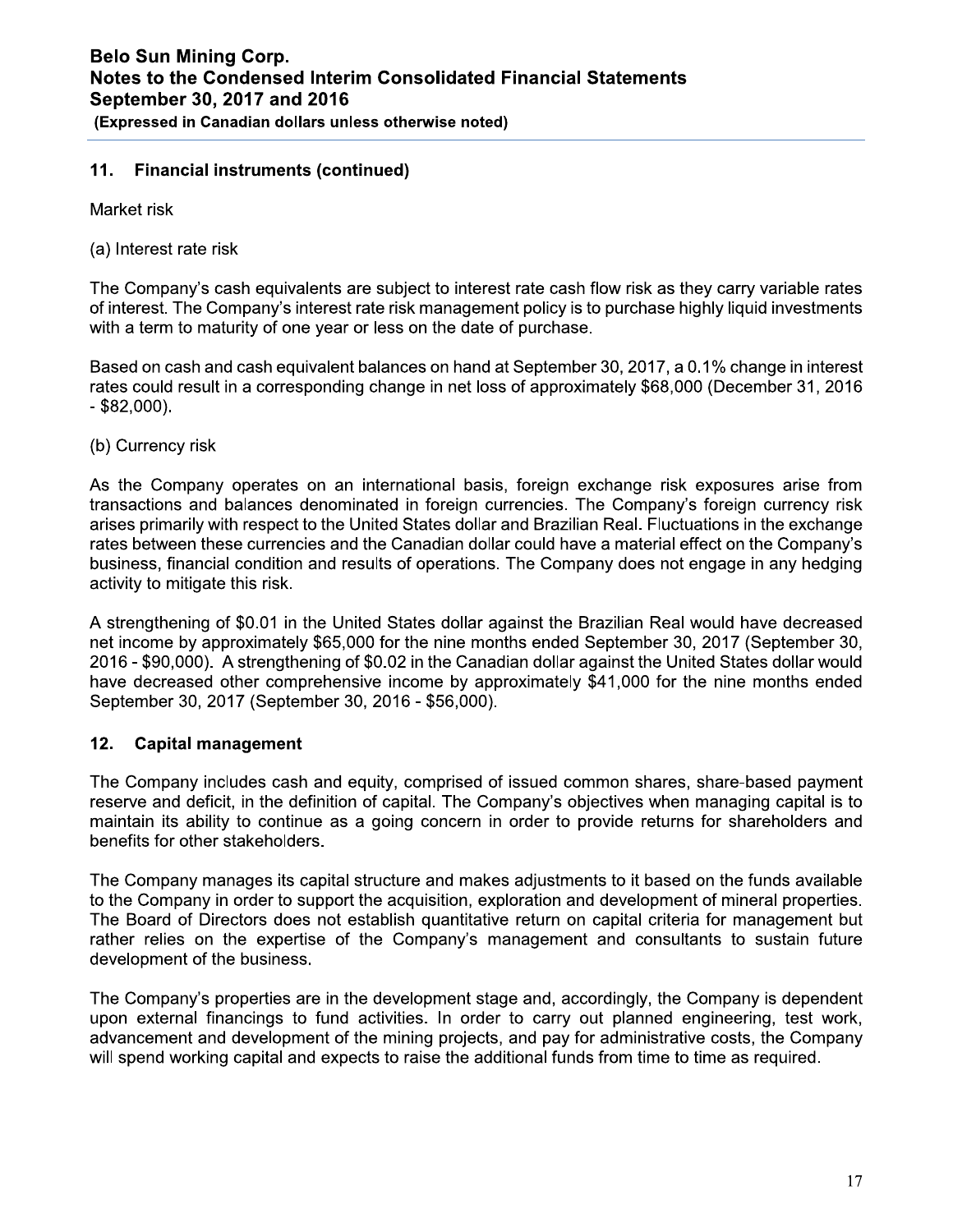## 11. Financial instruments (continued)

Market risk

(a) Interest rate risk

The Company's cash equivalents are subject to interest rate cash flow risk as they carry variable rates of interest. The Company's interest rate risk management policy is to purchase highly liquid investments with a term to maturity of one year or less on the date of purchase.

Based on cash and cash equivalent balances on hand at September 30, 2017, a 0.1% change in interest rates could result in a corresponding change in net loss of approximately $68,000 (December 31, 2016 - $82,000).

(b) Currency risk

As the Company operates on an international basis, foreign exchange risk exposures arise from transactions and balances denominated in foreign currencies. The Company's foreign currency risk arises primarily with respect to the United States dollar and Brazilian Real. Fluctuations in the exchange rates between these currencies and the Canadian dollar could have a material effect on the Company's business, financial condition and results of operations. The Company does not engage in any hedging activity to mitigate this risk.

A strengthening of $0.01 in the United States dollar against the Brazilian Real would have decreased net income by approximately $65,000 for the nine months ended September 30, 2017 (September 30, 2016 - $90,000). A strengthening of $0.02 in the Canadian dollar against the United States dollar would have decreased other comprehensive income by approximately $41,000 for the nine months ended September 30, 2017 (September 30, 2016 - $56,000).

## 12. Capital management

The Company includes cash and equity, comprised of issued common shares, share-based payment reserve and deficit, in the definition of capital. The Company's objectives when managing capital is to maintain its ability to continue as a going concern in order to provide returns for shareholders and benefits for other stakeholders.

The Company manages its capital structure and makes adjustments to it based on the funds available to the Company in order to support the acquisition, exploration and development of mineral properties. The Board of Directors does not establish quantitative return on capital criteria for management but rather relies on the expertise of the Company's management and consultants to sustain future development of the business.

The Company's properties are in the development stage and, accordingly, the Company is dependent upon external financings to fund activities. In order to carry out planned engineering, test work, advancement and development of the mining projects, and pay for administrative costs, the Company will spend working capital and expects to raise the additional funds from time to time as required.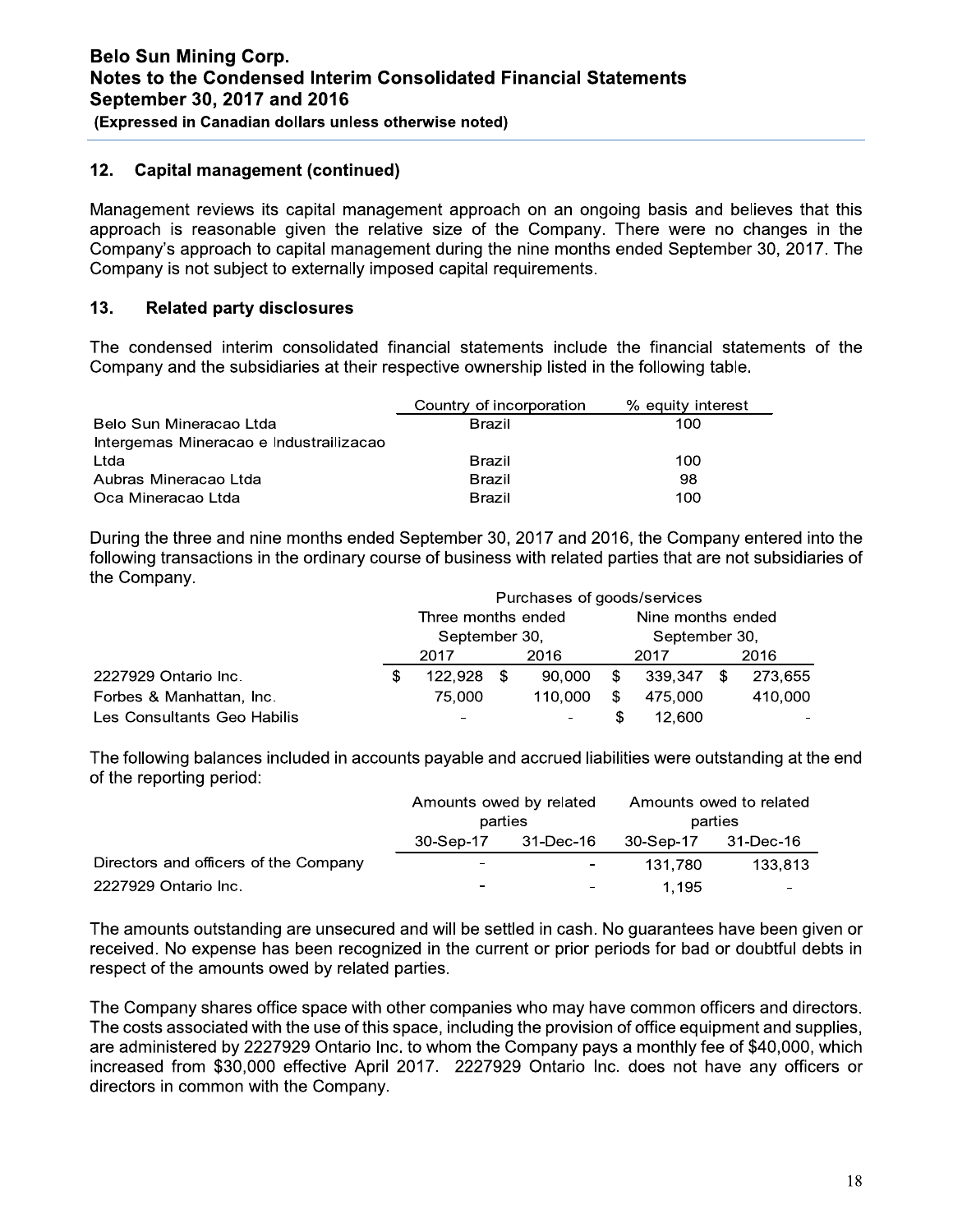## 12. Capital management (continued)

Management reviews its capital management approach on an ongoing basis and believes that this approach is reasonable given the relative size of the Company. There were no changes in the Company's approach to capital management during the nine months ended September 30, 2017. The Company is not subject to externally imposed capital requirements.

## 13. Related party disclosures

The condensed interim consolidated financial statements include the financial statements of the Company and the subsidiaries at their respective ownership listed in the following table.

| | Country of incorporation | % equity interest |
|---|---|---|
| Belo Sun Mineracao Ltda | Brazil | 100 |
| Intergemas Mineracao e Industrailizacao Ltda | Brazil | 100 |
| Aubras Mineracao Ltda | Brazil | 98 |
| Oca Mineracao Ltda | Brazil | 100 |

During the three and nine months ended September 30, 2017 and 2016, the Company entered into the following transactions in the ordinary course of business with related parties that are not subsidiaries of the Company.

| | Purchases of goods/services | | | |
|---|---|---|---|---|
| | Three months ended September 30, | | Nine months ended September 30, | |
| | 2017 | 2016 | 2017 | 2016 |
| 2227929 Ontario Inc. | $ 122,928 | $ 90,000 | $ 339,347 | $ 273,655 |
| Forbes & Manhattan, Inc. | 75,000 | 110,000 | $ 475,000 | 410,000 |
| Les Consultants Geo Habilis | - | - | $ 12,600 | - |

The following balances included in accounts payable and accrued liabilities were outstanding at the end of the reporting period:

| | Amounts owed by related parties | | Amounts owed to related parties | |
|---|---|---|---|---|
| | 30-Sep-17 | 31-Dec-16 | 30-Sep-17 | 31-Dec-16 |
| Directors and officers of the Company | - | - | 131,780 | 133,813 |
| 2227929 Ontario Inc. | - | - | 1,195 | - |

The amounts outstanding are unsecured and will be settled in cash. No guarantees have been given or received. No expense has been recognized in the current or prior periods for bad or doubtful debts in respect of the amounts owed by related parties.

The Company shares office space with other companies who may have common officers and directors. The costs associated with the use of this space, including the provision of office equipment and supplies, are administered by 2227929 Ontario Inc. to whom the Company pays a monthly fee of $40,000, which increased from $30,000 effective April 2017. 2227929 Ontario Inc. does not have any officers or directors in common with the Company.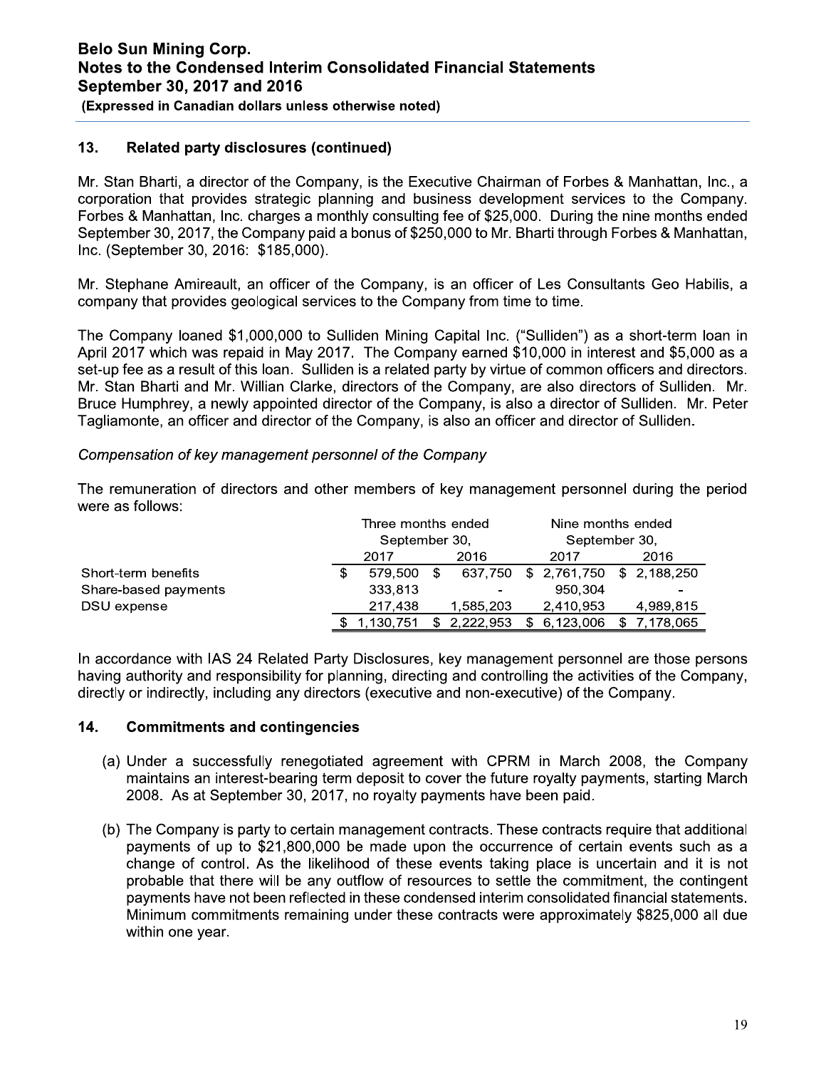## 13. Related party disclosures (continued)

Mr. Stan Bharti, a director of the Company, is the Executive Chairman of Forbes & Manhattan, Inc., a corporation that provides strategic planning and business development services to the Company. Forbes & Manhattan, Inc. charges a monthly consulting fee of $25,000. During the nine months ended September 30, 2017, the Company paid a bonus of $250,000 to Mr. Bharti through Forbes & Manhattan, Inc. (September 30, 2016: $185,000).

Mr. Stephane Amireault, an officer of the Company, is an officer of Les Consultants Geo Habilis, a company that provides geological services to the Company from time to time.

The Company loaned $1,000,000 to Sulliden Mining Capital Inc. ("Sulliden") as a short-term loan in April 2017 which was repaid in May 2017. The Company earned $10,000 in interest and $5,000 as a set-up fee as a result of this loan. Sulliden is a related party by virtue of common officers and directors. Mr. Stan Bharti and Mr. Willian Clarke, directors of the Company, are also directors of Sulliden. Mr. Bruce Humphrey, a newly appointed director of the Company, is also a director of Sulliden. Mr. Peter Tagliamonte, an officer and director of the Company, is also an officer and director of Sulliden.

*Compensation of key management personnel of the Company*

The remuneration of directors and other members of key management personnel during the period were as follows:

| | Three months ended September 30, | | Nine months ended September 30, | |
|---|---|---|---|---|
| | 2017 | 2016 | 2017 | 2016 |
| Short-term benefits | $ 579,500 | $ 637,750 | $ 2,761,750 | $ 2,188,250 |
| Share-based payments | 333,813 | - | 950,304 | - |
| DSU expense | 217,438 | 1,585,203 | 2,410,953 | 4,989,815 |
| | $ 1,130,751 | $ 2,222,953 | $ 6,123,006 | $ 7,178,065 |

In accordance with IAS 24 Related Party Disclosures, key management personnel are those persons having authority and responsibility for planning, directing and controlling the activities of the Company, directly or indirectly, including any directors (executive and non-executive) of the Company.

## 14. Commitments and contingencies

(a) Under a successfully renegotiated agreement with CPRM in March 2008, the Company maintains an interest-bearing term deposit to cover the future royalty payments, starting March 2008. As at September 30, 2017, no royalty payments have been paid.

(b) The Company is party to certain management contracts. These contracts require that additional payments of up to $21,800,000 be made upon the occurrence of certain events such as a change of control. As the likelihood of these events taking place is uncertain and it is not probable that there will be any outflow of resources to settle the commitment, the contingent payments have not been reflected in these condensed interim consolidated financial statements. Minimum commitments remaining under these contracts were approximately $825,000 all due within one year.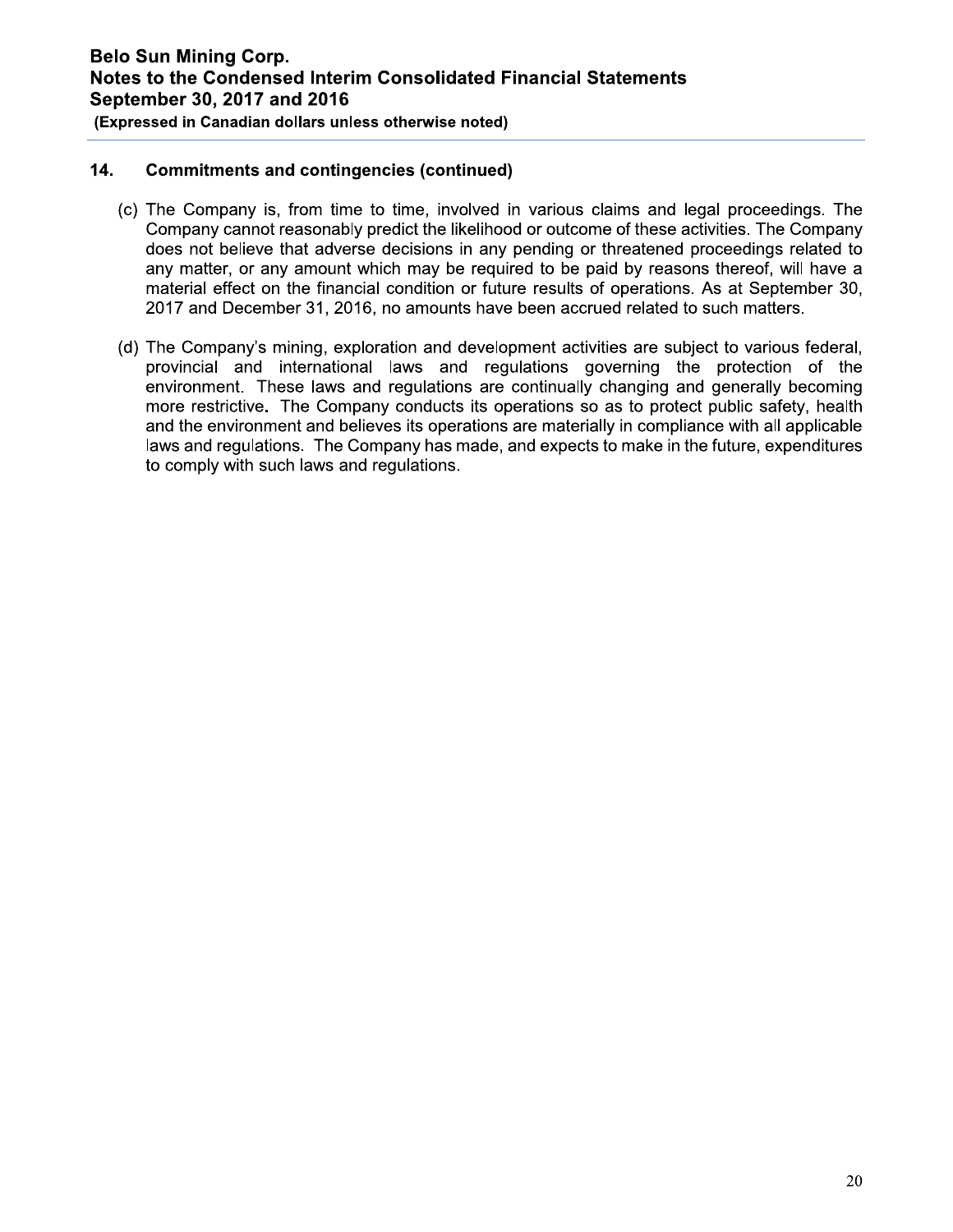## 14. Commitments and contingencies (continued)

(c) The Company is, from time to time, involved in various claims and legal proceedings. The Company cannot reasonably predict the likelihood or outcome of these activities. The Company does not believe that adverse decisions in any pending or threatened proceedings related to any matter, or any amount which may be required to be paid by reasons thereof, will have a material effect on the financial condition or future results of operations. As at September 30, 2017 and December 31, 2016, no amounts have been accrued related to such matters.

(d) The Company's mining, exploration and development activities are subject to various federal, provincial and international laws and regulations governing the protection of the environment. These laws and regulations are continually changing and generally becoming more restrictive. The Company conducts its operations so as to protect public safety, health and the environment and believes its operations are materially in compliance with all applicable laws and regulations. The Company has made, and expects to make in the future, expenditures to comply with such laws and regulations.